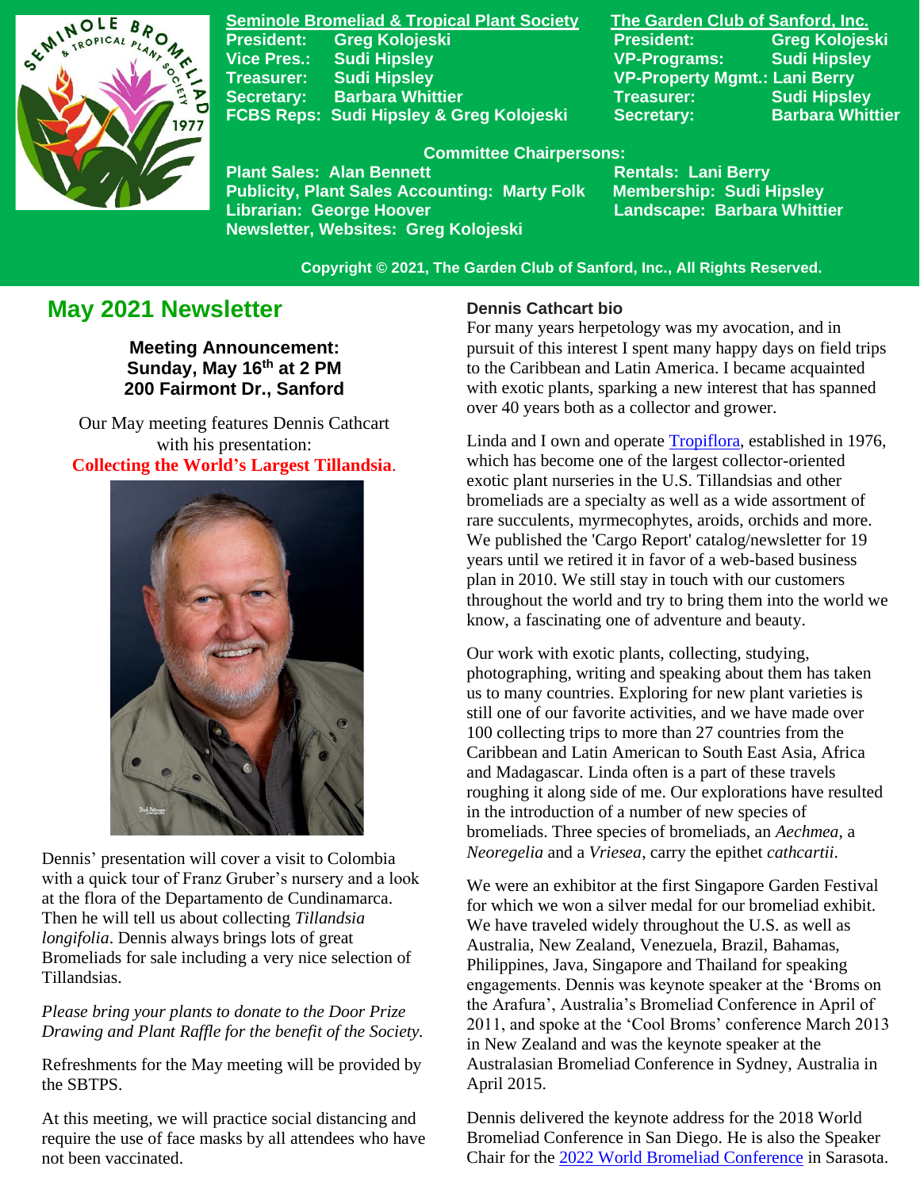**Seminole Bromeliad & Tropical Plant Society**

**President:** Greg Kolojeski
**Vice Pres.:** Sudi Hipsley
**Treasurer:** Sudi Hipsley
**Secretary:** Barbara Whittier
**FCBS Reps:** Sudi Hipsley & Greg Kolojeski

**The Garden Club of Sanford, Inc.**

**President:** Greg Kolojeski
**VP-Programs:** Sudi Hipsley
**VP-Property Mgmt.:** Lani Berry
**Treasurer:** Sudi Hipsley
**Secretary:** Barbara Whittier

**Committee Chairpersons:**

**Plant Sales:** Alan Bennett
**Publicity, Plant Sales Accounting:** Marty Folk
**Librarian:** George Hoover
**Newsletter, Websites:** Greg Kolojeski
**Rentals:** Lani Berry
**Membership:** Sudi Hipsley
**Landscape:** Barbara Whittier

**Copyright © 2021, The Garden Club of Sanford, Inc., All Rights Reserved.**

## May 2021 Newsletter

**Meeting Announcement:**
**Sunday, May 16th at 2 PM**
**200 Fairmont Dr., Sanford**

Our May meeting features Dennis Cathcart with his presentation:
**Collecting the World's Largest Tillandsia**.

Dennis' presentation will cover a visit to Colombia with a quick tour of Franz Gruber's nursery and a look at the flora of the Departamento de Cundinamarca. Then he will tell us about collecting *Tillandsia longifolia*. Dennis always brings lots of great Bromeliads for sale including a very nice selection of Tillandsias.

*Please bring your plants to donate to the Door Prize Drawing and Plant Raffle for the benefit of the Society.*

Refreshments for the May meeting will be provided by the SBTPS.

At this meeting, we will practice social distancing and require the use of face masks by all attendees who have not been vaccinated.

### Dennis Cathcart bio

For many years herpetology was my avocation, and in pursuit of this interest I spent many happy days on field trips to the Caribbean and Latin America. I became acquainted with exotic plants, sparking a new interest that has spanned over 40 years both as a collector and grower.

Linda and I own and operate Tropiflora, established in 1976, which has become one of the largest collector-oriented exotic plant nurseries in the U.S. Tillandsias and other bromeliads are a specialty as well as a wide assortment of rare succulents, myrmecophytes, aroids, orchids and more. We published the 'Cargo Report' catalog/newsletter for 19 years until we retired it in favor of a web-based business plan in 2010. We still stay in touch with our customers throughout the world and try to bring them into the world we know, a fascinating one of adventure and beauty.

Our work with exotic plants, collecting, studying, photographing, writing and speaking about them has taken us to many countries. Exploring for new plant varieties is still one of our favorite activities, and we have made over 100 collecting trips to more than 27 countries from the Caribbean and Latin American to South East Asia, Africa and Madagascar. Linda often is a part of these travels roughing it along side of me. Our explorations have resulted in the introduction of a number of new species of bromeliads. Three species of bromeliads, an *Aechmea*, a *Neoregelia* and a *Vriesea*, carry the epithet *cathcartii*.

We were an exhibitor at the first Singapore Garden Festival for which we won a silver medal for our bromeliad exhibit. We have traveled widely throughout the U.S. as well as Australia, New Zealand, Venezuela, Brazil, Bahamas, Philippines, Java, Singapore and Thailand for speaking engagements. Dennis was keynote speaker at the 'Broms on the Arafura', Australia's Bromeliad Conference in April of 2011, and spoke at the 'Cool Broms' conference March 2013 in New Zealand and was the keynote speaker at the Australasian Bromeliad Conference in Sydney, Australia in April 2015.

Dennis delivered the keynote address for the 2018 World Bromeliad Conference in San Diego. He is also the Speaker Chair for the 2022 World Bromeliad Conference in Sarasota.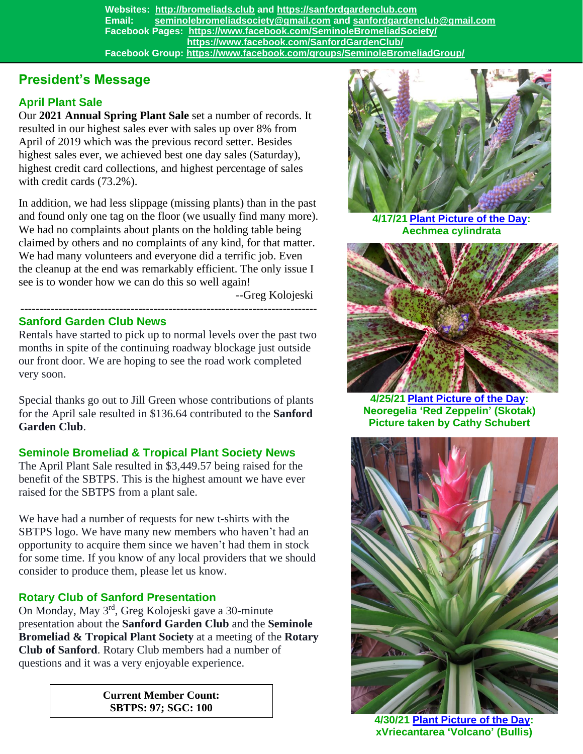**Websites:** http://bromeliads.club and https://sanfordgardenclub.com
**Email:** seminolebromeliadsociety@gmail.com and sanfordgardenclub@gmail.com
**Facebook Pages:** https://www.facebook.com/SeminoleBromeliadSociety/
https://www.facebook.com/SanfordGardenClub/
**Facebook Group:** https://www.facebook.com/groups/SeminoleBromeliadGroup/

## President's Message

### April Plant Sale

Our **2021 Annual Spring Plant Sale** set a number of records. It resulted in our highest sales ever with sales up over 8% from April of 2019 which was the previous record setter. Besides highest sales ever, we achieved best one day sales (Saturday), highest credit card collections, and highest percentage of sales with credit cards (73.2%).

In addition, we had less slippage (missing plants) than in the past and found only one tag on the floor (we usually find many more). We had no complaints about plants on the holding table being claimed by others and no complaints of any kind, for that matter. We had many volunteers and everyone did a terrific job. Even the cleanup at the end was remarkably efficient. The only issue I see is to wonder how we can do this so well again!

--Greg Kolojeski

---

### Sanford Garden Club News

Rentals have started to pick up to normal levels over the past two months in spite of the continuing roadway blockage just outside our front door. We are hoping to see the road work completed very soon.

Special thanks go out to Jill Green whose contributions of plants for the April sale resulted in $136.64 contributed to the **Sanford Garden Club**.

### Seminole Bromeliad & Tropical Plant Society News

The April Plant Sale resulted in $3,449.57 being raised for the benefit of the SBTPS. This is the highest amount we have ever raised for the SBTPS from a plant sale.

We have had a number of requests for new t-shirts with the SBTPS logo. We have many new members who haven't had an opportunity to acquire them since we haven't had them in stock for some time. If you know of any local providers that we should consider to produce them, please let us know.

### Rotary Club of Sanford Presentation

On Monday, May 3rd, Greg Kolojeski gave a 30-minute presentation about the **Sanford Garden Club** and the **Seminole Bromeliad & Tropical Plant Society** at a meeting of the **Rotary Club of Sanford**. Rotary Club members had a number of questions and it was a very enjoyable experience.

**Current Member Count:**
**SBTPS: 97; SGC: 100**

**4/17/21 Plant Picture of the Day: Aechmea cylindrata**

**4/25/21 Plant Picture of the Day: Neoregelia 'Red Zeppelin' (Skotak) Picture taken by Cathy Schubert**

**4/30/21 Plant Picture of the Day: xVriecantarea 'Volcano' (Bullis)**